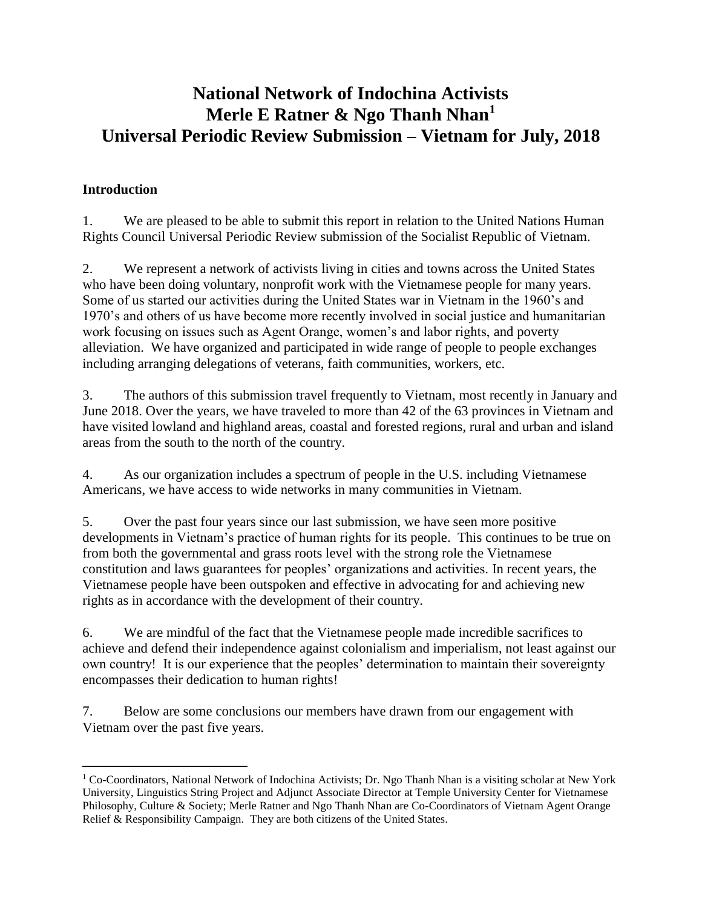# National Network of Indochina Activists
# Merle E Ratner & Ngo Thanh Nhan[1]
# Universal Periodic Review Submission – Vietnam for July, 2018

**Introduction**

1. We are pleased to be able to submit this report in relation to the United Nations Human Rights Council Universal Periodic Review submission of the Socialist Republic of Vietnam.

2. We represent a network of activists living in cities and towns across the United States who have been doing voluntary, nonprofit work with the Vietnamese people for many years. Some of us started our activities during the United States war in Vietnam in the 1960's and 1970's and others of us have become more recently involved in social justice and humanitarian work focusing on issues such as Agent Orange, women's and labor rights, and poverty alleviation. We have organized and participated in wide range of people to people exchanges including arranging delegations of veterans, faith communities, workers, etc.

3. The authors of this submission travel frequently to Vietnam, most recently in January and June 2018. Over the years, we have traveled to more than 42 of the 63 provinces in Vietnam and have visited lowland and highland areas, coastal and forested regions, rural and urban and island areas from the south to the north of the country.

4. As our organization includes a spectrum of people in the U.S. including Vietnamese Americans, we have access to wide networks in many communities in Vietnam.

5. Over the past four years since our last submission, we have seen more positive developments in Vietnam's practice of human rights for its people. This continues to be true on from both the governmental and grass roots level with the strong role the Vietnamese constitution and laws guarantees for peoples' organizations and activities. In recent years, the Vietnamese people have been outspoken and effective in advocating for and achieving new rights as in accordance with the development of their country.

6. We are mindful of the fact that the Vietnamese people made incredible sacrifices to achieve and defend their independence against colonialism and imperialism, not least against our own country! It is our experience that the peoples' determination to maintain their sovereignty encompasses their dedication to human rights!

7. Below are some conclusions our members have drawn from our engagement with Vietnam over the past five years.

---

[1] Co-Coordinators, National Network of Indochina Activists; Dr. Ngo Thanh Nhan is a visiting scholar at New York University, Linguistics String Project and Adjunct Associate Director at Temple University Center for Vietnamese Philosophy, Culture & Society; Merle Ratner and Ngo Thanh Nhan are Co-Coordinators of Vietnam Agent Orange Relief & Responsibility Campaign. They are both citizens of the United States.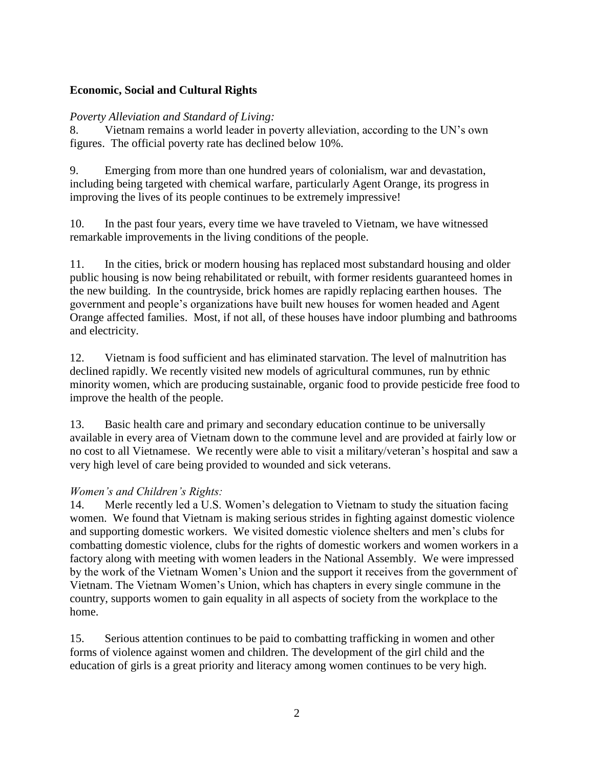**Economic, Social and Cultural Rights**

*Poverty Alleviation and Standard of Living:*

8. Vietnam remains a world leader in poverty alleviation, according to the UN's own figures. The official poverty rate has declined below 10%.

9. Emerging from more than one hundred years of colonialism, war and devastation, including being targeted with chemical warfare, particularly Agent Orange, its progress in improving the lives of its people continues to be extremely impressive!

10. In the past four years, every time we have traveled to Vietnam, we have witnessed remarkable improvements in the living conditions of the people.

11. In the cities, brick or modern housing has replaced most substandard housing and older public housing is now being rehabilitated or rebuilt, with former residents guaranteed homes in the new building. In the countryside, brick homes are rapidly replacing earthen houses. The government and people's organizations have built new houses for women headed and Agent Orange affected families. Most, if not all, of these houses have indoor plumbing and bathrooms and electricity.

12. Vietnam is food sufficient and has eliminated starvation. The level of malnutrition has declined rapidly. We recently visited new models of agricultural communes, run by ethnic minority women, which are producing sustainable, organic food to provide pesticide free food to improve the health of the people.

13. Basic health care and primary and secondary education continue to be universally available in every area of Vietnam down to the commune level and are provided at fairly low or no cost to all Vietnamese. We recently were able to visit a military/veteran's hospital and saw a very high level of care being provided to wounded and sick veterans.

*Women's and Children's Rights:*

14. Merle recently led a U.S. Women's delegation to Vietnam to study the situation facing women. We found that Vietnam is making serious strides in fighting against domestic violence and supporting domestic workers. We visited domestic violence shelters and men's clubs for combatting domestic violence, clubs for the rights of domestic workers and women workers in a factory along with meeting with women leaders in the National Assembly. We were impressed by the work of the Vietnam Women's Union and the support it receives from the government of Vietnam. The Vietnam Women's Union, which has chapters in every single commune in the country, supports women to gain equality in all aspects of society from the workplace to the home.

15. Serious attention continues to be paid to combatting trafficking in women and other forms of violence against women and children. The development of the girl child and the education of girls is a great priority and literacy among women continues to be very high.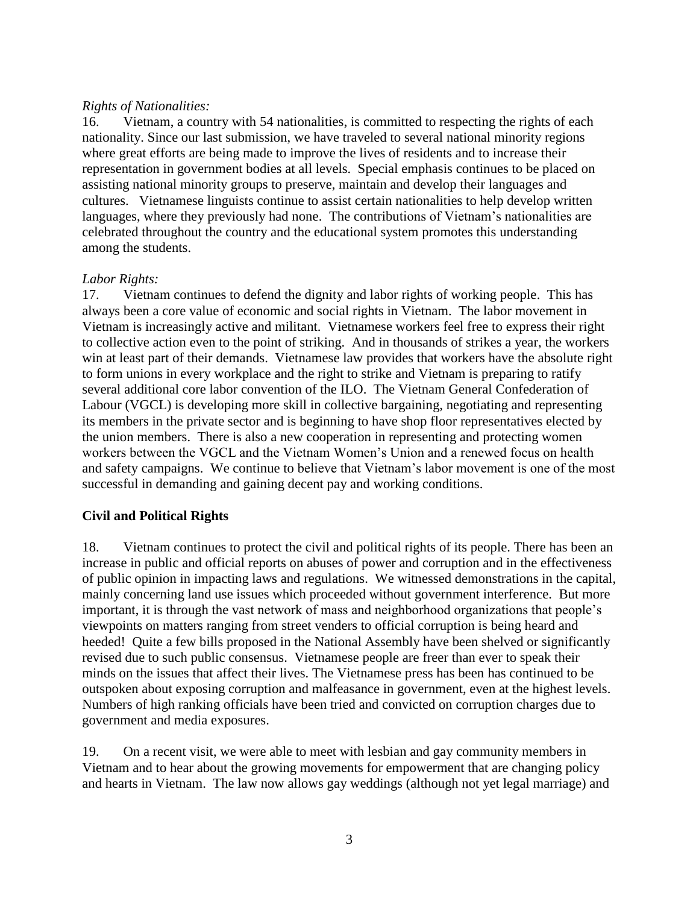*Rights of Nationalities:*

16. Vietnam, a country with 54 nationalities, is committed to respecting the rights of each nationality. Since our last submission, we have traveled to several national minority regions where great efforts are being made to improve the lives of residents and to increase their representation in government bodies at all levels. Special emphasis continues to be placed on assisting national minority groups to preserve, maintain and develop their languages and cultures. Vietnamese linguists continue to assist certain nationalities to help develop written languages, where they previously had none. The contributions of Vietnam's nationalities are celebrated throughout the country and the educational system promotes this understanding among the students.

*Labor Rights:*

17. Vietnam continues to defend the dignity and labor rights of working people. This has always been a core value of economic and social rights in Vietnam. The labor movement in Vietnam is increasingly active and militant. Vietnamese workers feel free to express their right to collective action even to the point of striking. And in thousands of strikes a year, the workers win at least part of their demands. Vietnamese law provides that workers have the absolute right to form unions in every workplace and the right to strike and Vietnam is preparing to ratify several additional core labor convention of the ILO. The Vietnam General Confederation of Labour (VGCL) is developing more skill in collective bargaining, negotiating and representing its members in the private sector and is beginning to have shop floor representatives elected by the union members. There is also a new cooperation in representing and protecting women workers between the VGCL and the Vietnam Women's Union and a renewed focus on health and safety campaigns. We continue to believe that Vietnam's labor movement is one of the most successful in demanding and gaining decent pay and working conditions.

**Civil and Political Rights**

18. Vietnam continues to protect the civil and political rights of its people. There has been an increase in public and official reports on abuses of power and corruption and in the effectiveness of public opinion in impacting laws and regulations. We witnessed demonstrations in the capital, mainly concerning land use issues which proceeded without government interference. But more important, it is through the vast network of mass and neighborhood organizations that people's viewpoints on matters ranging from street venders to official corruption is being heard and heeded! Quite a few bills proposed in the National Assembly have been shelved or significantly revised due to such public consensus. Vietnamese people are freer than ever to speak their minds on the issues that affect their lives. The Vietnamese press has been has continued to be outspoken about exposing corruption and malfeasance in government, even at the highest levels. Numbers of high ranking officials have been tried and convicted on corruption charges due to government and media exposures.

19. On a recent visit, we were able to meet with lesbian and gay community members in Vietnam and to hear about the growing movements for empowerment that are changing policy and hearts in Vietnam. The law now allows gay weddings (although not yet legal marriage) and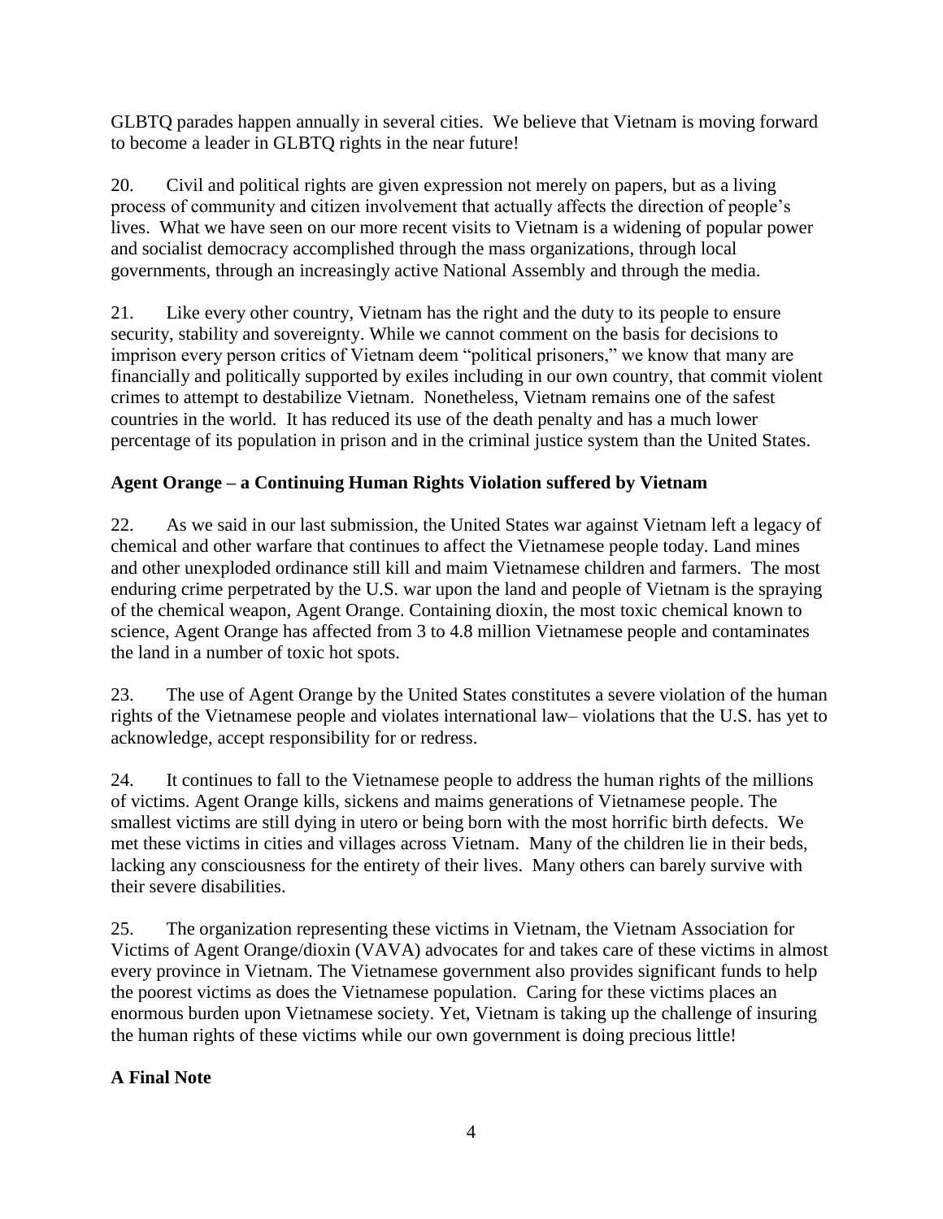GLBTQ parades happen annually in several cities. We believe that Vietnam is moving forward to become a leader in GLBTQ rights in the near future!

20. Civil and political rights are given expression not merely on papers, but as a living process of community and citizen involvement that actually affects the direction of people's lives. What we have seen on our more recent visits to Vietnam is a widening of popular power and socialist democracy accomplished through the mass organizations, through local governments, through an increasingly active National Assembly and through the media.

21. Like every other country, Vietnam has the right and the duty to its people to ensure security, stability and sovereignty. While we cannot comment on the basis for decisions to imprison every person critics of Vietnam deem "political prisoners," we know that many are financially and politically supported by exiles including in our own country, that commit violent crimes to attempt to destabilize Vietnam. Nonetheless, Vietnam remains one of the safest countries in the world. It has reduced its use of the death penalty and has a much lower percentage of its population in prison and in the criminal justice system than the United States.

**Agent Orange – a Continuing Human Rights Violation suffered by Vietnam**

22. As we said in our last submission, the United States war against Vietnam left a legacy of chemical and other warfare that continues to affect the Vietnamese people today. Land mines and other unexploded ordinance still kill and maim Vietnamese children and farmers. The most enduring crime perpetrated by the U.S. war upon the land and people of Vietnam is the spraying of the chemical weapon, Agent Orange. Containing dioxin, the most toxic chemical known to science, Agent Orange has affected from 3 to 4.8 million Vietnamese people and contaminates the land in a number of toxic hot spots.

23. The use of Agent Orange by the United States constitutes a severe violation of the human rights of the Vietnamese people and violates international law– violations that the U.S. has yet to acknowledge, accept responsibility for or redress.

24. It continues to fall to the Vietnamese people to address the human rights of the millions of victims. Agent Orange kills, sickens and maims generations of Vietnamese people. The smallest victims are still dying in utero or being born with the most horrific birth defects. We met these victims in cities and villages across Vietnam. Many of the children lie in their beds, lacking any consciousness for the entirety of their lives. Many others can barely survive with their severe disabilities.

25. The organization representing these victims in Vietnam, the Vietnam Association for Victims of Agent Orange/dioxin (VAVA) advocates for and takes care of these victims in almost every province in Vietnam. The Vietnamese government also provides significant funds to help the poorest victims as does the Vietnamese population. Caring for these victims places an enormous burden upon Vietnamese society. Yet, Vietnam is taking up the challenge of insuring the human rights of these victims while our own government is doing precious little!

**A Final Note**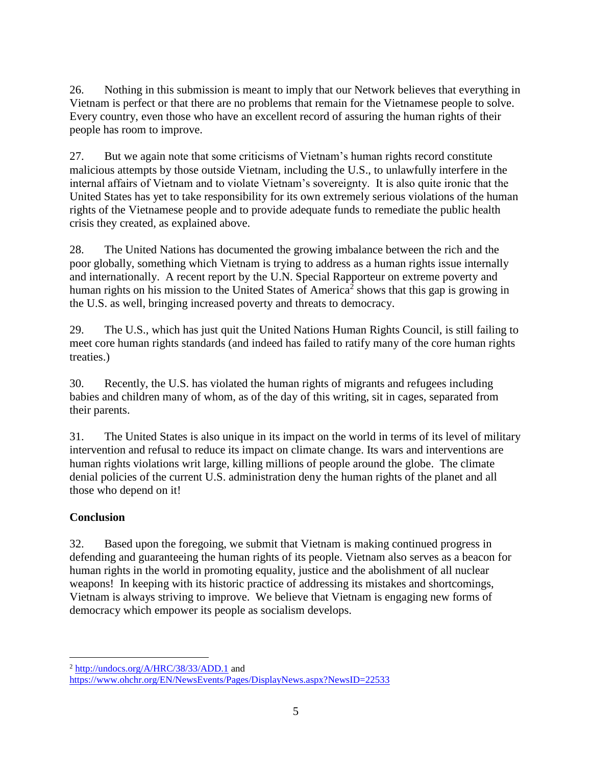26. Nothing in this submission is meant to imply that our Network believes that everything in Vietnam is perfect or that there are no problems that remain for the Vietnamese people to solve. Every country, even those who have an excellent record of assuring the human rights of their people has room to improve.

27. But we again note that some criticisms of Vietnam's human rights record constitute malicious attempts by those outside Vietnam, including the U.S., to unlawfully interfere in the internal affairs of Vietnam and to violate Vietnam's sovereignty. It is also quite ironic that the United States has yet to take responsibility for its own extremely serious violations of the human rights of the Vietnamese people and to provide adequate funds to remediate the public health crisis they created, as explained above.

28. The United Nations has documented the growing imbalance between the rich and the poor globally, something which Vietnam is trying to address as a human rights issue internally and internationally. A recent report by the U.N. Special Rapporteur on extreme poverty and human rights on his mission to the United States of America[2] shows that this gap is growing in the U.S. as well, bringing increased poverty and threats to democracy.

29. The U.S., which has just quit the United Nations Human Rights Council, is still failing to meet core human rights standards (and indeed has failed to ratify many of the core human rights treaties.)

30. Recently, the U.S. has violated the human rights of migrants and refugees including babies and children many of whom, as of the day of this writing, sit in cages, separated from their parents.

31. The United States is also unique in its impact on the world in terms of its level of military intervention and refusal to reduce its impact on climate change. Its wars and interventions are human rights violations writ large, killing millions of people around the globe. The climate denial policies of the current U.S. administration deny the human rights of the planet and all those who depend on it!

**Conclusion**

32. Based upon the foregoing, we submit that Vietnam is making continued progress in defending and guaranteeing the human rights of its people. Vietnam also serves as a beacon for human rights in the world in promoting equality, justice and the abolishment of all nuclear weapons! In keeping with its historic practice of addressing its mistakes and shortcomings, Vietnam is always striving to improve. We believe that Vietnam is engaging new forms of democracy which empower its people as socialism develops.

---

[2] http://undocs.org/A/HRC/38/33/ADD.1 and https://www.ohchr.org/EN/NewsEvents/Pages/DisplayNews.aspx?NewsID=22533